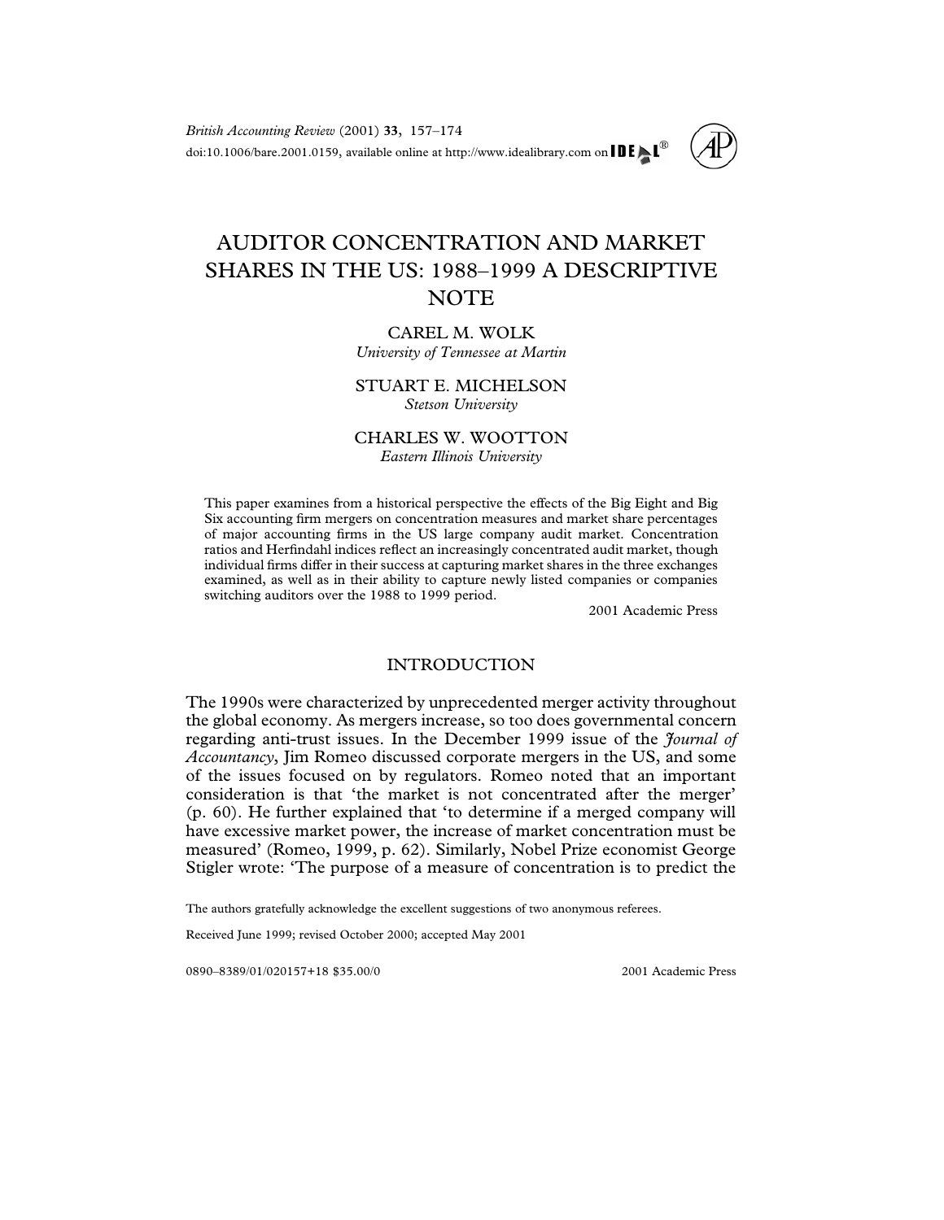# AUDITOR CONCENTRATION AND MARKET SHARES IN THE US: 1988–1999 A DESCRIPTIVE NOTE

CAREL M. WOLK
*University of Tennessee at Martin*

STUART E. MICHELSON
*Stetson University*

CHARLES W. WOOTTON
*Eastern Illinois University*

This paper examines from a historical perspective the effects of the Big Eight and Big Six accounting firm mergers on concentration measures and market share percentages of major accounting firms in the US large company audit market. Concentration ratios and Herfindahl indices reflect an increasingly concentrated audit market, though individual firms differ in their success at capturing market shares in the three exchanges examined, as well as in their ability to capture newly listed companies or companies switching auditors over the 1988 to 1999 period.

2001 Academic Press

## INTRODUCTION

The 1990s were characterized by unprecedented merger activity throughout the global economy. As mergers increase, so too does governmental concern regarding anti-trust issues. In the December 1999 issue of the *Journal of Accountancy*, Jim Romeo discussed corporate mergers in the US, and some of the issues focused on by regulators. Romeo noted that an important consideration is that 'the market is not concentrated after the merger' (p. 60). He further explained that 'to determine if a merged company will have excessive market power, the increase of market concentration must be measured' (Romeo, 1999, p. 62). Similarly, Nobel Prize economist George Stigler wrote: 'The purpose of a measure of concentration is to predict the

The authors gratefully acknowledge the excellent suggestions of two anonymous referees.

Received June 1999; revised October 2000; accepted May 2001

0890–8389/01/020157+18 $35.00/0 2001 Academic Press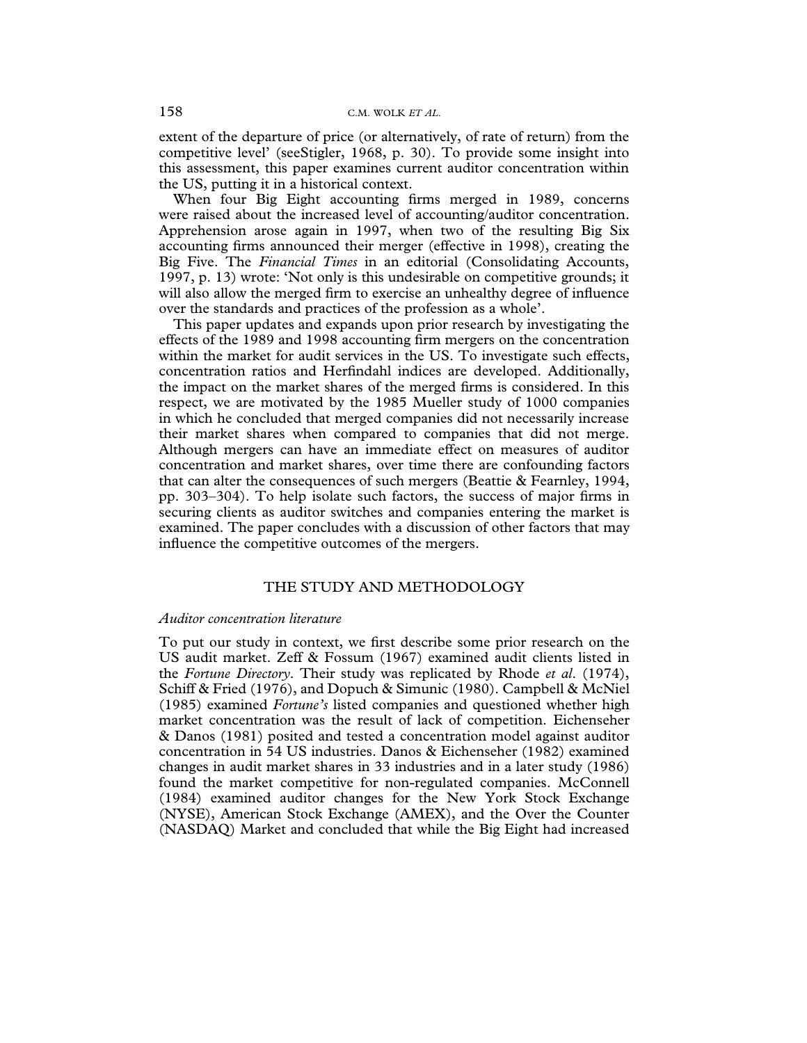extent of the departure of price (or alternatively, of rate of return) from the competitive level' (seeStigler, 1968, p. 30). To provide some insight into this assessment, this paper examines current auditor concentration within the US, putting it in a historical context.

When four Big Eight accounting firms merged in 1989, concerns were raised about the increased level of accounting/auditor concentration. Apprehension arose again in 1997, when two of the resulting Big Six accounting firms announced their merger (effective in 1998), creating the Big Five. The *Financial Times* in an editorial (Consolidating Accounts, 1997, p. 13) wrote: 'Not only is this undesirable on competitive grounds; it will also allow the merged firm to exercise an unhealthy degree of influence over the standards and practices of the profession as a whole'.

This paper updates and expands upon prior research by investigating the effects of the 1989 and 1998 accounting firm mergers on the concentration within the market for audit services in the US. To investigate such effects, concentration ratios and Herfindahl indices are developed. Additionally, the impact on the market shares of the merged firms is considered. In this respect, we are motivated by the 1985 Mueller study of 1000 companies in which he concluded that merged companies did not necessarily increase their market shares when compared to companies that did not merge. Although mergers can have an immediate effect on measures of auditor concentration and market shares, over time there are confounding factors that can alter the consequences of such mergers (Beattie & Fearnley, 1994, pp. 303–304). To help isolate such factors, the success of major firms in securing clients as auditor switches and companies entering the market is examined. The paper concludes with a discussion of other factors that may influence the competitive outcomes of the mergers.

## THE STUDY AND METHODOLOGY

### *Auditor concentration literature*

To put our study in context, we first describe some prior research on the US audit market. Zeff & Fossum (1967) examined audit clients listed in the *Fortune Directory*. Their study was replicated by Rhode *et al.* (1974), Schiff & Fried (1976), and Dopuch & Simunic (1980). Campbell & McNiel (1985) examined *Fortune's* listed companies and questioned whether high market concentration was the result of lack of competition. Eichenseher & Danos (1981) posited and tested a concentration model against auditor concentration in 54 US industries. Danos & Eichenseher (1982) examined changes in audit market shares in 33 industries and in a later study (1986) found the market competitive for non-regulated companies. McConnell (1984) examined auditor changes for the New York Stock Exchange (NYSE), American Stock Exchange (AMEX), and the Over the Counter (NASDAQ) Market and concluded that while the Big Eight had increased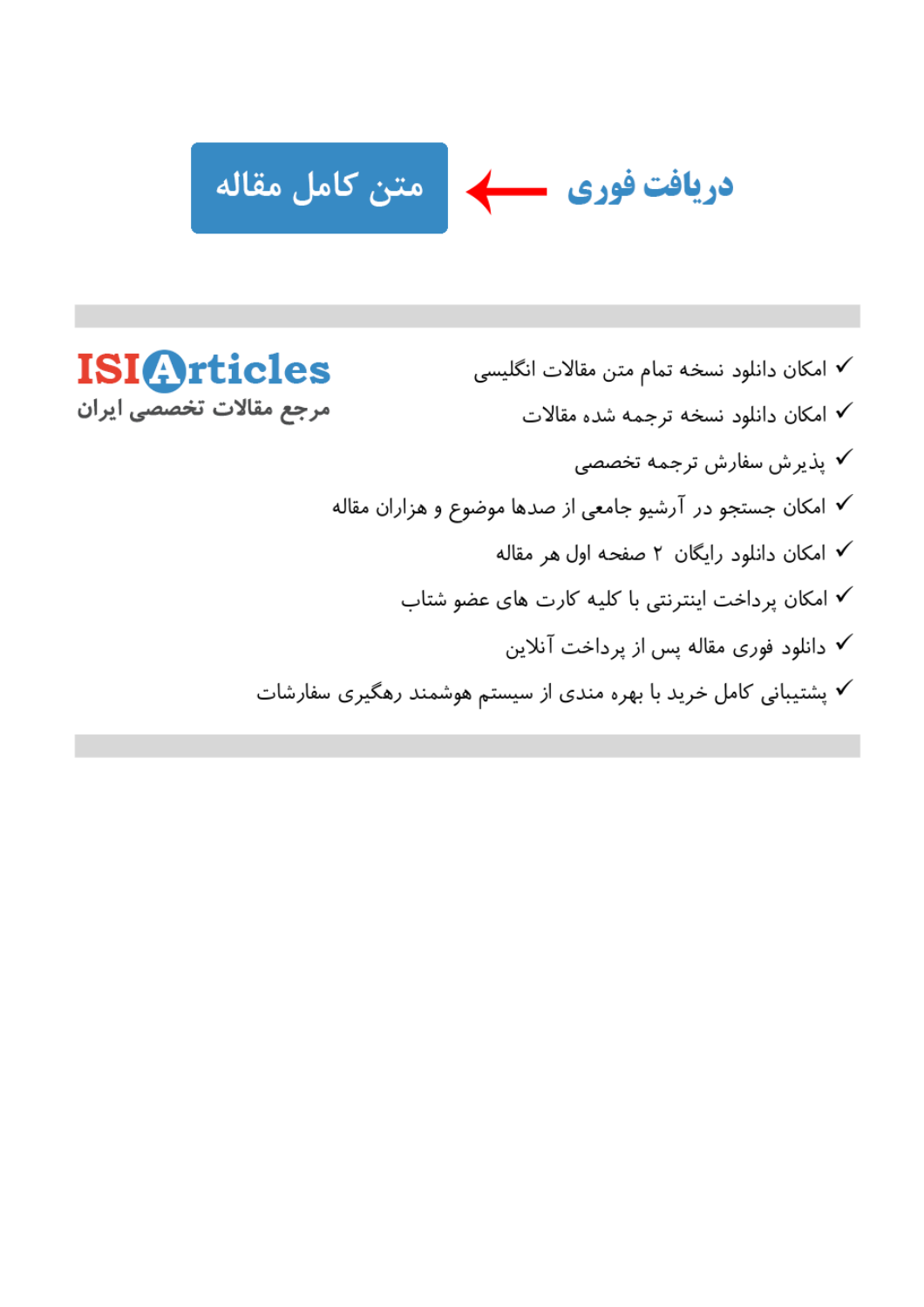دریافت فوری ← **متن کامل مقاله**

**ISIArticles**
مرجع مقالات تخصصی ایران

- ✓ امکان دانلود نسخه تمام متن مقالات انگلیسی
- ✓ امکان دانلود نسخه ترجمه شده مقالات
- ✓ پذیرش سفارش ترجمه تخصصی
- ✓ امکان جستجو در آرشیو جامعی از صدها موضوع و هزاران مقاله
- ✓ امکان دانلود رایگان ۲ صفحه اول هر مقاله
- ✓ امکان پرداخت اینترنتی با کلیه کارت های عضو شتاب
- ✓ دانلود فوری مقاله پس از پرداخت آنلاین
- ✓ پشتیبانی کامل خرید با بهره مندی از سیستم هوشمند رهگیری سفارشات